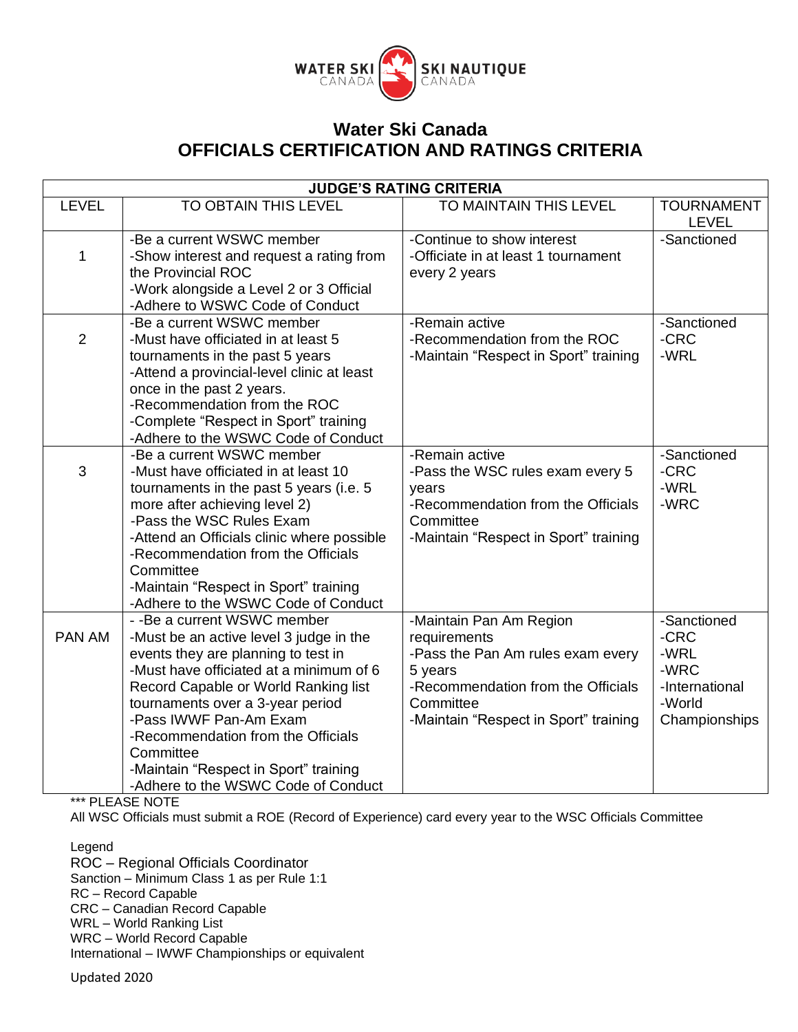# Water Ski Canada
# OFFICIALS CERTIFICATION AND RATINGS CRITERIA

| JUDGE'S RATING CRITERIA | | | |
|---|---|---|---|
| LEVEL | TO OBTAIN THIS LEVEL | TO MAINTAIN THIS LEVEL | TOURNAMENT LEVEL |
| 1 | -Be a current WSWC member<br>-Show interest and request a rating from the Provincial ROC<br>-Work alongside a Level 2 or 3 Official<br>-Adhere to WSWC Code of Conduct | -Continue to show interest<br>-Officiate in at least 1 tournament every 2 years | -Sanctioned |
| 2 | -Be a current WSWC member<br>-Must have officiated in at least 5 tournaments in the past 5 years<br>-Attend a provincial-level clinic at least once in the past 2 years.<br>-Recommendation from the ROC<br>-Complete "Respect in Sport" training<br>-Adhere to the WSWC Code of Conduct | -Remain active<br>-Recommendation from the ROC<br>-Maintain "Respect in Sport" training | -Sanctioned<br>-CRC<br>-WRL |
| 3 | -Be a current WSWC member<br>-Must have officiated in at least 10 tournaments in the past 5 years (i.e. 5 more after achieving level 2)<br>-Pass the WSC Rules Exam<br>-Attend an Officials clinic where possible<br>-Recommendation from the Officials Committee<br>-Maintain "Respect in Sport" training<br>-Adhere to the WSWC Code of Conduct | -Remain active<br>-Pass the WSC rules exam every 5 years<br>-Recommendation from the Officials Committee<br>-Maintain "Respect in Sport" training | -Sanctioned<br>-CRC<br>-WRL<br>-WRC |
| PAN AM | - -Be a current WSWC member<br>-Must be an active level 3 judge in the events they are planning to test in<br>-Must have officiated at a minimum of 6 Record Capable or World Ranking list tournaments over a 3-year period<br>-Pass IWWF Pan-Am Exam<br>-Recommendation from the Officials Committee<br>-Maintain "Respect in Sport" training<br>-Adhere to the WSWC Code of Conduct | -Maintain Pan Am Region requirements<br>-Pass the Pan Am rules exam every 5 years<br>-Recommendation from the Officials Committee<br>-Maintain "Respect in Sport" training | -Sanctioned<br>-CRC<br>-WRL<br>-WRC<br>-International<br>-World Championships |

*** PLEASE NOTE
All WSC Officials must submit a ROE (Record of Experience) card every year to the WSC Officials Committee

Legend
ROC – Regional Officials Coordinator
Sanction – Minimum Class 1 as per Rule 1:1
RC – Record Capable
CRC – Canadian Record Capable
WRL – World Ranking List
WRC – World Record Capable
International – IWWF Championships or equivalent

Updated 2020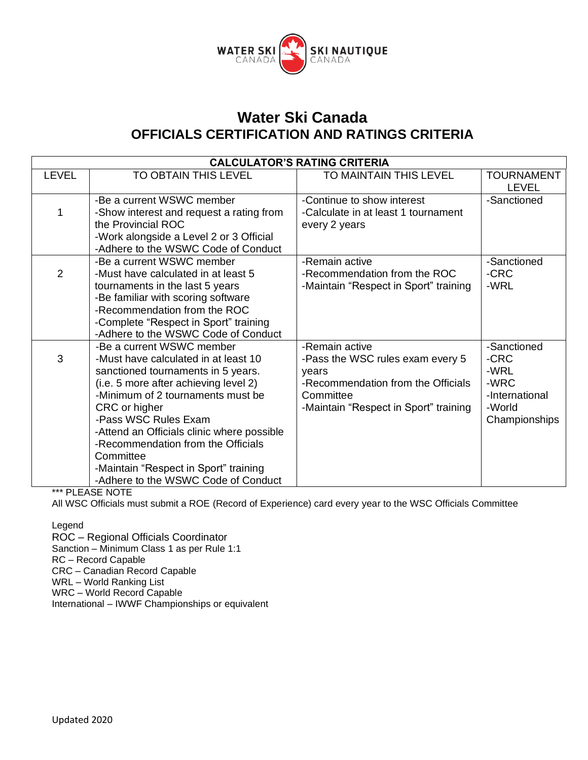# Water Ski Canada

## OFFICIALS CERTIFICATION AND RATINGS CRITERIA

| CALCULATOR'S RATING CRITERIA | | | |
|---|---|---|---|
| LEVEL | TO OBTAIN THIS LEVEL | TO MAINTAIN THIS LEVEL | TOURNAMENT LEVEL |
| 1 | -Be a current WSWC member<br>-Show interest and request a rating from the Provincial ROC<br>-Work alongside a Level 2 or 3 Official<br>-Adhere to the WSWC Code of Conduct | -Continue to show interest<br>-Calculate in at least 1 tournament every 2 years | -Sanctioned |
| 2 | -Be a current WSWC member<br>-Must have calculated in at least 5 tournaments in the last 5 years<br>-Be familiar with scoring software<br>-Recommendation from the ROC<br>-Complete "Respect in Sport" training<br>-Adhere to the WSWC Code of Conduct | -Remain active<br>-Recommendation from the ROC<br>-Maintain "Respect in Sport" training | -Sanctioned<br>-CRC<br>-WRL |
| 3 | -Be a current WSWC member<br>-Must have calculated in at least 10 sanctioned tournaments in 5 years. (i.e. 5 more after achieving level 2)<br>-Minimum of 2 tournaments must be CRC or higher<br>-Pass WSC Rules Exam<br>-Attend an Officials clinic where possible<br>-Recommendation from the Officials Committee<br>-Maintain "Respect in Sport" training<br>-Adhere to the WSWC Code of Conduct | -Remain active<br>-Pass the WSC rules exam every 5 years<br>-Recommendation from the Officials Committee<br>-Maintain "Respect in Sport" training | -Sanctioned<br>-CRC<br>-WRL<br>-WRC<br>-International<br>-World Championships |

*** PLEASE NOTE

All WSC Officials must submit a ROE (Record of Experience) card every year to the WSC Officials Committee

Legend

ROC – Regional Officials Coordinator  
Sanction – Minimum Class 1 as per Rule 1:1  
RC – Record Capable  
CRC – Canadian Record Capable  
WRL – World Ranking List  
WRC – World Record Capable  
International – IWWF Championships or equivalent

Updated 2020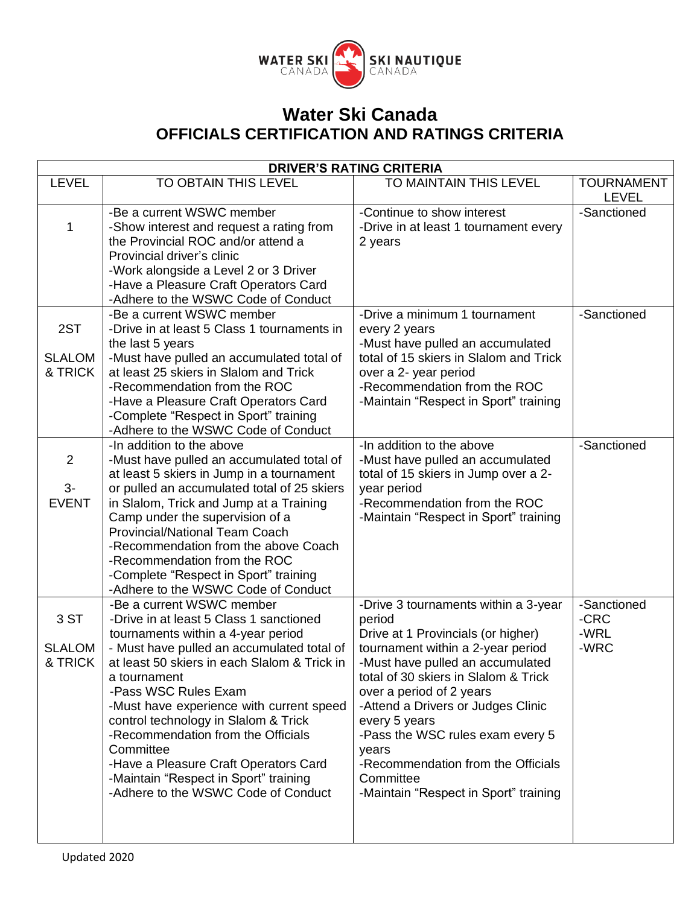# Water Ski Canada

## OFFICIALS CERTIFICATION AND RATINGS CRITERIA

| DRIVER'S RATING CRITERIA | | | |
|---|---|---|---|
| LEVEL | TO OBTAIN THIS LEVEL | TO MAINTAIN THIS LEVEL | TOURNAMENT LEVEL |
| 1 | -Be a current WSWC member<br>-Show interest and request a rating from the Provincial ROC and/or attend a Provincial driver's clinic<br>-Work alongside a Level 2 or 3 Driver<br>-Have a Pleasure Craft Operators Card<br>-Adhere to the WSWC Code of Conduct | -Continue to show interest<br>-Drive in at least 1 tournament every 2 years | -Sanctioned |
| 2ST<br><br>SLALOM & TRICK | -Be a current WSWC member<br>-Drive in at least 5 Class 1 tournaments in the last 5 years<br>-Must have pulled an accumulated total of at least 25 skiers in Slalom and Trick<br>-Recommendation from the ROC<br>-Have a Pleasure Craft Operators Card<br>-Complete "Respect in Sport" training<br>-Adhere to the WSWC Code of Conduct | -Drive a minimum 1 tournament every 2 years<br>-Must have pulled an accumulated total of 15 skiers in Slalom and Trick over a 2- year period<br>-Recommendation from the ROC<br>-Maintain "Respect in Sport" training | -Sanctioned |
| 2<br><br>3-EVENT | -In addition to the above<br>-Must have pulled an accumulated total of at least 5 skiers in Jump in a tournament or pulled an accumulated total of 25 skiers in Slalom, Trick and Jump at a Training Camp under the supervision of a Provincial/National Team Coach<br>-Recommendation from the above Coach<br>-Recommendation from the ROC<br>-Complete "Respect in Sport" training<br>-Adhere to the WSWC Code of Conduct | -In addition to the above<br>-Must have pulled an accumulated total of 15 skiers in Jump over a 2-year period<br>-Recommendation from the ROC<br>-Maintain "Respect in Sport" training | -Sanctioned |
| 3 ST<br><br>SLALOM & TRICK | -Be a current WSWC member<br>-Drive in at least 5 Class 1 sanctioned tournaments within a 4-year period<br>- Must have pulled an accumulated total of at least 50 skiers in each Slalom & Trick in a tournament<br>-Pass WSC Rules Exam<br>-Must have experience with current speed control technology in Slalom & Trick<br>-Recommendation from the Officials Committee<br>-Have a Pleasure Craft Operators Card<br>-Maintain "Respect in Sport" training<br>-Adhere to the WSWC Code of Conduct | -Drive 3 tournaments within a 3-year period<br>Drive at 1 Provincials (or higher) tournament within a 2-year period<br>-Must have pulled an accumulated total of 30 skiers in Slalom & Trick over a period of 2 years<br>-Attend a Drivers or Judges Clinic every 5 years<br>-Pass the WSC rules exam every 5 years<br>-Recommendation from the Officials Committee<br>-Maintain "Respect in Sport" training | -Sanctioned<br>-CRC<br>-WRL<br>-WRC |

Updated 2020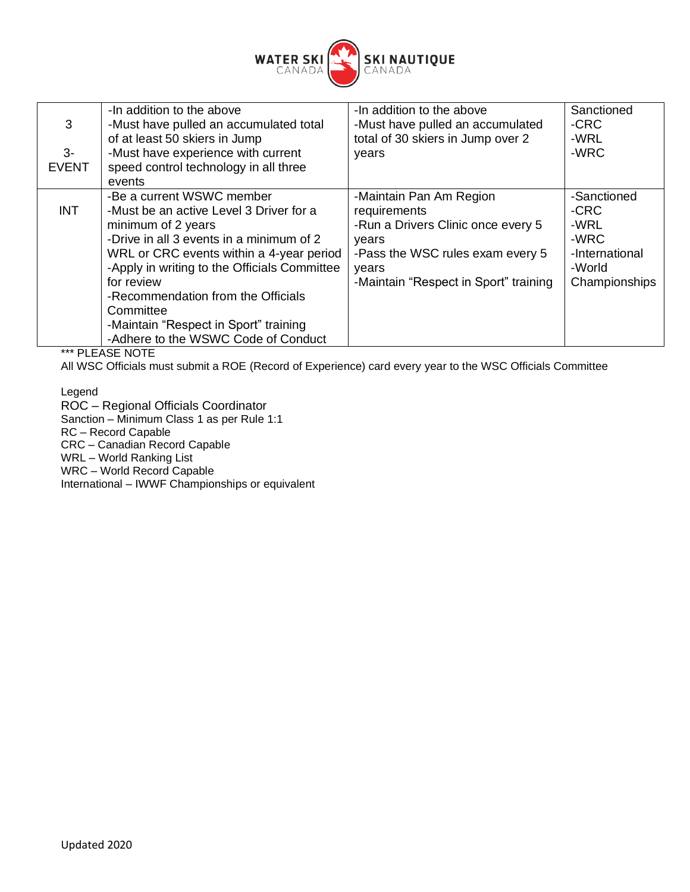| 3<br><br>3-<br>EVENT | -In addition to the above<br>-Must have pulled an accumulated total of at least 50 skiers in Jump<br>-Must have experience with current speed control technology in all three events | -In addition to the above<br>-Must have pulled an accumulated total of 30 skiers in Jump over 2 years | Sanctioned<br>-CRC<br>-WRL<br>-WRC |
|---|---|---|---|
| INT | -Be a current WSWC member<br>-Must be an active Level 3 Driver for a minimum of 2 years<br>-Drive in all 3 events in a minimum of 2 WRL or CRC events within a 4-year period<br>-Apply in writing to the Officials Committee for review<br>-Recommendation from the Officials Committee<br>-Maintain "Respect in Sport" training<br>-Adhere to the WSWC Code of Conduct | -Maintain Pan Am Region requirements<br>-Run a Drivers Clinic once every 5 years<br>-Pass the WSC rules exam every 5 years<br>-Maintain "Respect in Sport" training | -Sanctioned<br>-CRC<br>-WRL<br>-WRC<br>-International<br>-World Championships |

*** PLEASE NOTE

All WSC Officials must submit a ROE (Record of Experience) card every year to the WSC Officials Committee

Legend

ROC – Regional Officials Coordinator
Sanction – Minimum Class 1 as per Rule 1:1
RC – Record Capable
CRC – Canadian Record Capable
WRL – World Ranking List
WRC – World Record Capable
International – IWWF Championships or equivalent

Updated 2020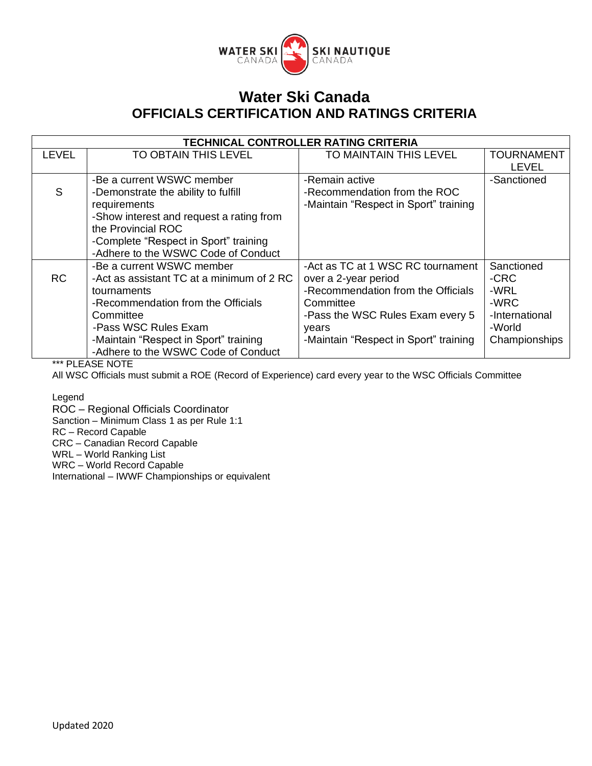# Water Ski Canada

## OFFICIALS CERTIFICATION AND RATINGS CRITERIA

| TECHNICAL CONTROLLER RATING CRITERIA | | | |
|---|---|---|---|
| LEVEL | TO OBTAIN THIS LEVEL | TO MAINTAIN THIS LEVEL | TOURNAMENT LEVEL |
| S | -Be a current WSWC member<br>-Demonstrate the ability to fulfill requirements<br>-Show interest and request a rating from the Provincial ROC<br>-Complete "Respect in Sport" training<br>-Adhere to the WSWC Code of Conduct | -Remain active<br>-Recommendation from the ROC<br>-Maintain "Respect in Sport" training | -Sanctioned |
| RC | -Be a current WSWC member<br>-Act as assistant TC at a minimum of 2 RC tournaments<br>-Recommendation from the Officials Committee<br>-Pass WSC Rules Exam<br>-Maintain "Respect in Sport" training<br>-Adhere to the WSWC Code of Conduct | -Act as TC at 1 WSC RC tournament over a 2-year period<br>-Recommendation from the Officials Committee<br>-Pass the WSC Rules Exam every 5 years<br>-Maintain "Respect in Sport" training | Sanctioned<br>-CRC<br>-WRL<br>-WRC<br>-International<br>-World Championships |

*** PLEASE NOTE

All WSC Officials must submit a ROE (Record of Experience) card every year to the WSC Officials Committee

Legend

ROC – Regional Officials Coordinator

Sanction – Minimum Class 1 as per Rule 1:1

RC – Record Capable

CRC – Canadian Record Capable

WRL – World Ranking List

WRC – World Record Capable

International – IWWF Championships or equivalent

Updated 2020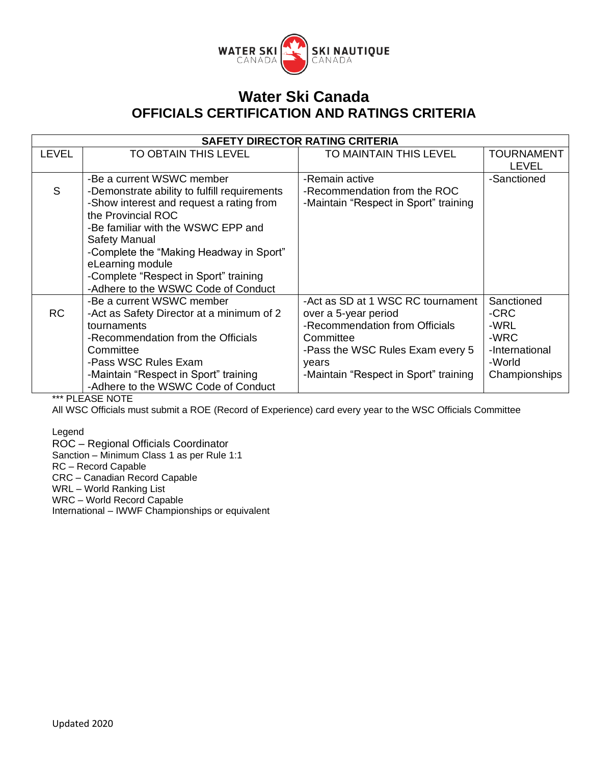# Water Ski Canada

## OFFICIALS CERTIFICATION AND RATINGS CRITERIA

| SAFETY DIRECTOR RATING CRITERIA | | | |
|---|---|---|---|
| LEVEL | TO OBTAIN THIS LEVEL | TO MAINTAIN THIS LEVEL | TOURNAMENT LEVEL |
| S | -Be a current WSWC member<br>-Demonstrate ability to fulfill requirements<br>-Show interest and request a rating from the Provincial ROC<br>-Be familiar with the WSWC EPP and Safety Manual<br>-Complete the "Making Headway in Sport" eLearning module<br>-Complete "Respect in Sport" training<br>-Adhere to the WSWC Code of Conduct | -Remain active<br>-Recommendation from the ROC<br>-Maintain "Respect in Sport" training | -Sanctioned |
| RC | -Be a current WSWC member<br>-Act as Safety Director at a minimum of 2 tournaments<br>-Recommendation from the Officials Committee<br>-Pass WSC Rules Exam<br>-Maintain "Respect in Sport" training<br>-Adhere to the WSWC Code of Conduct | -Act as SD at 1 WSC RC tournament over a 5-year period<br>-Recommendation from Officials Committee<br>-Pass the WSC Rules Exam every 5 years<br>-Maintain "Respect in Sport" training | Sanctioned<br>-CRC<br>-WRL<br>-WRC<br>-International<br>-World Championships |

*** PLEASE NOTE

All WSC Officials must submit a ROE (Record of Experience) card every year to the WSC Officials Committee

Legend

ROC – Regional Officials Coordinator

Sanction – Minimum Class 1 as per Rule 1:1

RC – Record Capable

CRC – Canadian Record Capable

WRL – World Ranking List

WRC – World Record Capable

International – IWWF Championships or equivalent

Updated 2020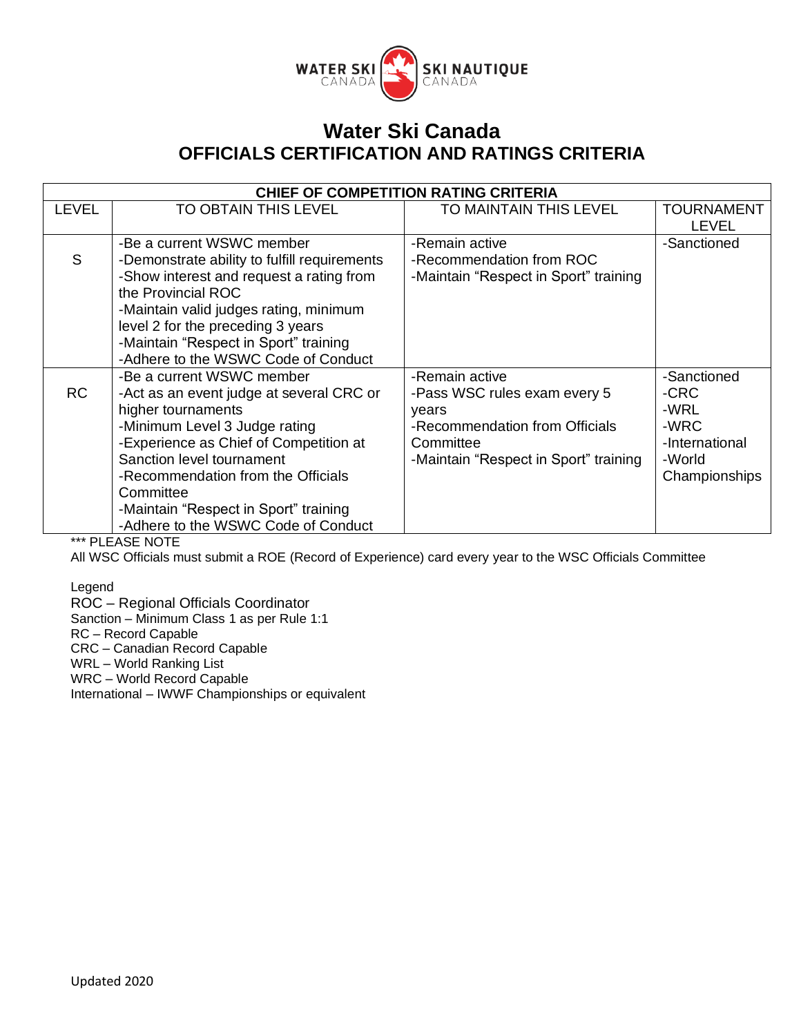# Water Ski Canada
## OFFICIALS CERTIFICATION AND RATINGS CRITERIA

| CHIEF OF COMPETITION RATING CRITERIA | | | |
|---|---|---|---|
| LEVEL | TO OBTAIN THIS LEVEL | TO MAINTAIN THIS LEVEL | TOURNAMENT LEVEL |
| S | -Be a current WSWC member<br>-Demonstrate ability to fulfill requirements<br>-Show interest and request a rating from the Provincial ROC<br>-Maintain valid judges rating, minimum level 2 for the preceding 3 years<br>-Maintain "Respect in Sport" training<br>-Adhere to the WSWC Code of Conduct | -Remain active<br>-Recommendation from ROC<br>-Maintain "Respect in Sport" training | -Sanctioned |
| RC | -Be a current WSWC member<br>-Act as an event judge at several CRC or higher tournaments<br>-Minimum Level 3 Judge rating<br>-Experience as Chief of Competition at Sanction level tournament<br>-Recommendation from the Officials Committee<br>-Maintain "Respect in Sport" training<br>-Adhere to the WSWC Code of Conduct | -Remain active<br>-Pass WSC rules exam every 5 years<br>-Recommendation from Officials Committee<br>-Maintain "Respect in Sport" training | -Sanctioned<br>-CRC<br>-WRL<br>-WRC<br>-International<br>-World Championships |

*** PLEASE NOTE

All WSC Officials must submit a ROE (Record of Experience) card every year to the WSC Officials Committee

Legend

ROC – Regional Officials Coordinator
Sanction – Minimum Class 1 as per Rule 1:1
RC – Record Capable
CRC – Canadian Record Capable
WRL – World Ranking List
WRC – World Record Capable
International – IWWF Championships or equivalent

Updated 2020